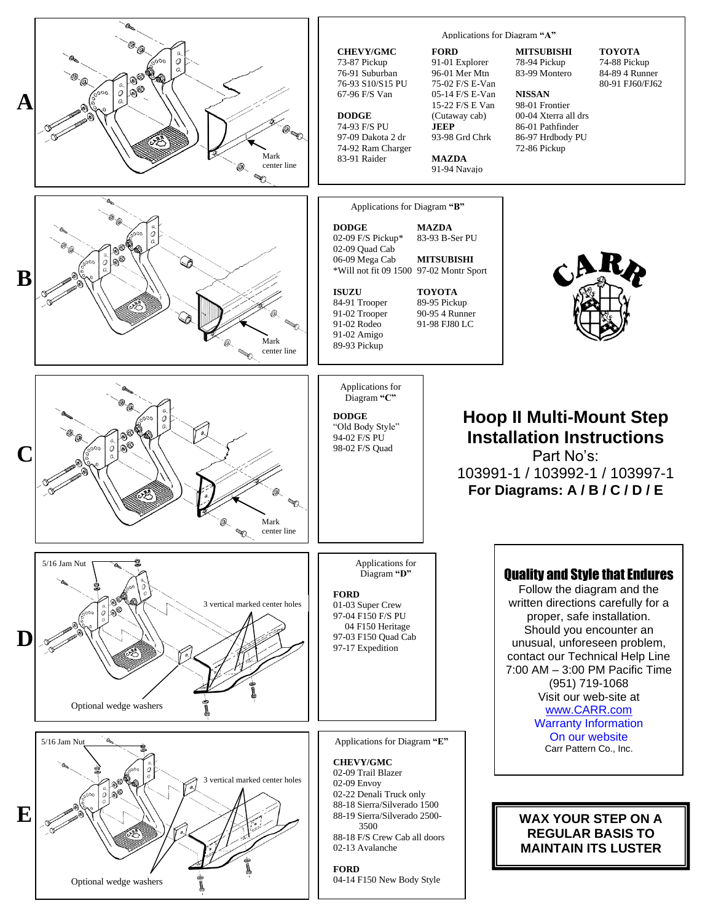# Hoop II Multi-Mount Step Installation Instructions

Part No's:
103991-1 / 103992-1 / 103997-1

**For Diagrams: A / B / C / D / E**

## A

Mark center line

### Applications for Diagram "A"

**CHEVY/GMC**
73-87 Pickup
76-91 Suburban
76-93 S10/S15 PU
67-96 F/S Van

**DODGE**
74-93 F/S PU
97-09 Dakota 2 dr
74-92 Ram Charger
83-91 Raider

**FORD**
91-01 Explorer
96-01 Mer Mtn
75-02 F/S E-Van
05-14 F/S E-Van
15-22 F/S E Van
(Cutaway cab)

**JEEP**
93-98 Grd Chrk

**MAZDA**
91-94 Navajo

**MITSUBISHI**
78-94 Pickup
83-99 Montero

**NISSAN**
98-01 Frontier
00-04 Xterra all drs
86-01 Pathfinder
86-97 Hrdbody PU
72-86 Pickup

**TOYOTA**
74-88 Pickup
84-89 4 Runner
80-91 FJ60/FJ62

## B

Mark center line

### Applications for Diagram "B"

**DODGE**
02-09 F/S Pickup*
02-09 Quad Cab
06-09 Mega Cab
*Will not fit 09 1500

**ISUZU**
84-91 Trooper
91-02 Trooper
91-02 Rodeo
91-02 Amigo
89-93 Pickup

**MAZDA**
83-93 B-Ser PU

**MITSUBISHI**
97-02 Montr Sport

**TOYOTA**
89-95 Pickup
90-95 4 Runner
91-98 FJ80 LC

CARR

## C

Mark center line

### Applications for Diagram "C"

**DODGE**
"Old Body Style"
94-02 F/S PU
98-02 F/S Quad

## D

5/16 Jam Nut

3 vertical marked center holes

Optional wedge washers

### Applications for Diagram "D"

**FORD**
01-03 Super Crew
97-04 F150 F/S PU
04 F150 Heritage
97-03 F150 Quad Cab
97-17 Expedition

## E

5/16 Jam Nut

3 vertical marked center holes

Optional wedge washers

### Applications for Diagram "E"

**CHEVY/GMC**
02-09 Trail Blazer
02-09 Envoy
02-22 Denali Truck only
88-18 Sierra/Silverado 1500
88-19 Sierra/Silverado 2500-3500
88-18 F/S Crew Cab all doors
02-13 Avalanche

**FORD**
04-14 F150 New Body Style

## Quality and Style that Endures

Follow the diagram and the written directions carefully for a proper, safe installation. Should you encounter an unusual, unforeseen problem, contact our Technical Help Line 7:00 AM – 3:00 PM Pacific Time (951) 719-1068
Visit our web-site at
www.CARR.com
Warranty Information
On our website
Carr Pattern Co., Inc.

**WAX YOUR STEP ON A REGULAR BASIS TO MAINTAIN ITS LUSTER**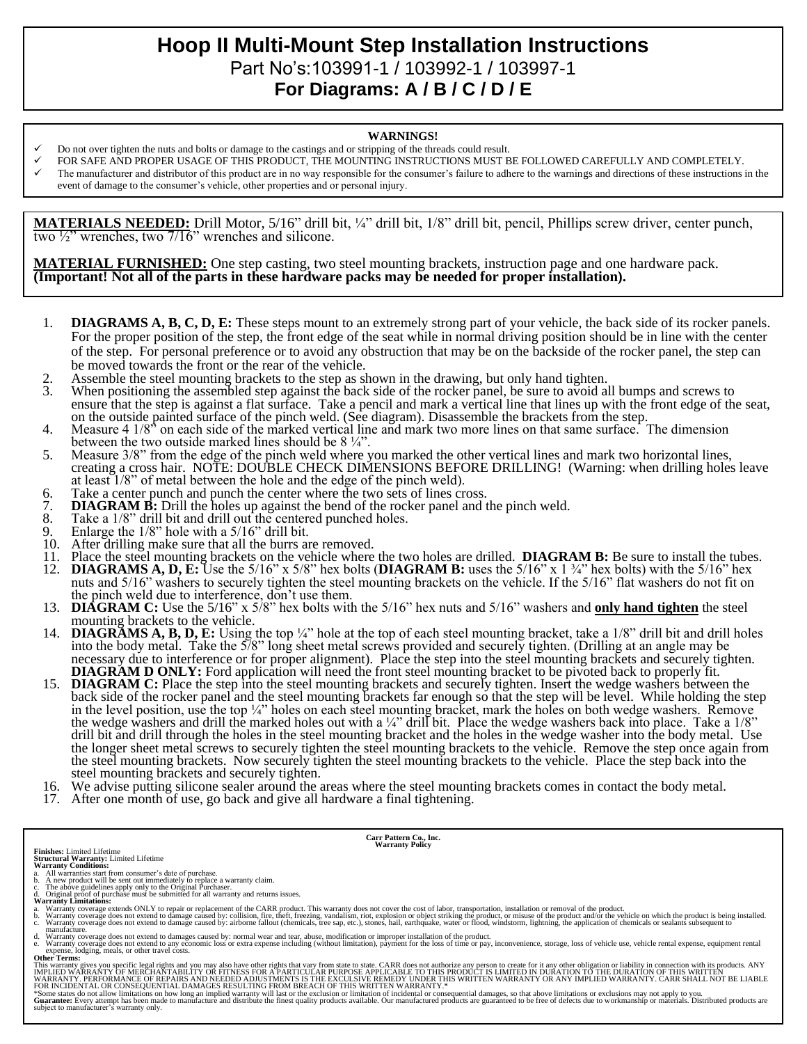# Hoop II Multi-Mount Step Installation Instructions

Part No's:103991-1 / 103992-1 / 103997-1

**For Diagrams: A / B / C / D / E**

**WARNINGS!**

- ✓ Do not over tighten the nuts and bolts or damage to the castings and or stripping of the threads could result.
- ✓ FOR SAFE AND PROPER USAGE OF THIS PRODUCT, THE MOUNTING INSTRUCTIONS MUST BE FOLLOWED CAREFULLY AND COMPLETELY.
- ✓ The manufacturer and distributor of this product are in no way responsible for the consumer's failure to adhere to the warnings and directions of these instructions in the event of damage to the consumer's vehicle, other properties and or personal injury.

**MATERIALS NEEDED:** Drill Motor, 5/16" drill bit, ¼" drill bit, 1/8" drill bit, pencil, Phillips screw driver, center punch, two ½" wrenches, two 7/16" wrenches and silicone.

**MATERIAL FURNISHED:** One step casting, two steel mounting brackets, instruction page and one hardware pack. **(Important! Not all of the parts in these hardware packs may be needed for proper installation).**

1. **DIAGRAMS A, B, C, D, E:** These steps mount to an extremely strong part of your vehicle, the back side of its rocker panels. For the proper position of the step, the front edge of the seat while in normal driving position should be in line with the center of the step. For personal preference or to avoid any obstruction that may be on the backside of the rocker panel, the step can be moved towards the front or the rear of the vehicle.
2. Assemble the steel mounting brackets to the step as shown in the drawing, but only hand tighten.
3. When positioning the assembled step against the back side of the rocker panel, be sure to avoid all bumps and screws to ensure that the step is against a flat surface. Take a pencil and mark a vertical line that lines up with the front edge of the seat, on the outside painted surface of the pinch weld. (See diagram). Disassemble the brackets from the step.
4. Measure 4 1/8" on each side of the marked vertical line and mark two more lines on that same surface. The dimension between the two outside marked lines should be 8 ¼".
5. Measure 3/8" from the edge of the pinch weld where you marked the other vertical lines and mark two horizontal lines, creating a cross hair. NOTE: DOUBLE CHECK DIMENSIONS BEFORE DRILLING! (Warning: when drilling holes leave at least 1/8" of metal between the hole and the edge of the pinch weld).
6. Take a center punch and punch the center where the two sets of lines cross.
7. **DIAGRAM B:** Drill the holes up against the bend of the rocker panel and the pinch weld.
8. Take a 1/8" drill bit and drill out the centered punched holes.
9. Enlarge the 1/8" hole with a 5/16" drill bit.
10. After drilling make sure that all the burrs are removed.
11. Place the steel mounting brackets on the vehicle where the two holes are drilled. **DIAGRAM B:** Be sure to install the tubes.
12. **DIAGRAMS A, D, E:** Use the 5/16" x 5/8" hex bolts (**DIAGRAM B:** uses the 5/16" x 1 ¾" hex bolts) with the 5/16" hex nuts and 5/16" washers to securely tighten the steel mounting brackets on the vehicle. If the 5/16" flat washers do not fit on the pinch weld due to interference, don't use them.
13. **DIAGRAM C:** Use the 5/16" x 5/8" hex bolts with the 5/16" hex nuts and 5/16" washers and **only hand tighten** the steel mounting brackets to the vehicle.
14. **DIAGRAMS A, B, D, E:** Using the top ¼" hole at the top of each steel mounting bracket, take a 1/8" drill bit and drill holes into the body metal. Take the 5/8" long sheet metal screws provided and securely tighten. (Drilling at an angle may be necessary due to interference or for proper alignment). Place the step into the steel mounting brackets and securely tighten. **DIAGRAM D ONLY:** Ford application will need the front steel mounting bracket to be pivoted back to properly fit.
15. **DIAGRAM C:** Place the step into the steel mounting brackets and securely tighten. Insert the wedge washers between the back side of the rocker panel and the steel mounting brackets far enough so that the step will be level. While holding the step in the level position, use the top ¼" holes on each steel mounting bracket, mark the holes on both wedge washers. Remove the wedge washers and drill the marked holes out with a ¼" drill bit. Place the wedge washers back into place. Take a 1/8" drill bit and drill through the holes in the steel mounting bracket and the holes in the wedge washer into the body metal. Use the longer sheet metal screws to securely tighten the steel mounting brackets to the vehicle. Remove the step once again from the steel mounting brackets. Now securely tighten the steel mounting brackets to the vehicle. Place the step back into the steel mounting brackets and securely tighten.
16. We advise putting silicone sealer around the areas where the steel mounting brackets comes in contact the body metal.
17. After one month of use, go back and give all hardware a final tightening.

**Carr Pattern Co., Inc.**
**Warranty Policy**

**Finishes:** Limited Lifetime
**Structural Warranty:** Limited Lifetime
**Warranty Conditions:**

a. All warranties start from consumer's date of purchase.
b. A new product will be sent out immediately to replace a warranty claim.
c. The above guidelines apply only to the Original Purchaser.
d. Original proof of purchase must be submitted for all warranty and returns issues.

**Warranty Limitations:**

a. Warranty coverage extends ONLY to repair or replacement of the CARR product. This warranty does not cover the cost of labor, transportation, installation or removal of the product.
b. Warranty coverage does not extend to damage caused by: collision, fire, theft, freezing, vandalism, riot, explosion or object striking the product, or misuse of the product and/or the vehicle on which the product is being installed.
c. Warranty coverage does not extend to damage caused by: airborne fallout (chemicals, tree sap, etc.), stones, hail, earthquake, water or flood, windstorm, lightning, the application of chemicals or sealants subsequent to manufacture.
d. Warranty coverage does not extend to damages caused by: normal wear and tear, abuse, modification or improper installation of the product.
e. Warranty coverage does not extend to any economic loss or extra expense including (without limitation), payment for the loss of time or pay, inconvenience, storage, loss of vehicle use, vehicle rental expense, equipment rental expense, lodging, meals, or other travel costs.

**Other Terms:**
This warranty gives you specific legal rights and you may also have other rights that vary from state to state. CARR does not authorize any person to create for it any other obligation or liability in connection with its products. ANY IMPLIED WARRANTY OF MERCHANTABILITY OR FITNESS FOR A PARTICULAR PURPOSE APPLICABLE TO THIS PRODUCT IS LIMITED IN DURATION TO THE DURATION OF THIS WRITTEN WARRANTY. PERFORMANCE OF REPAIRS AND NEEDED ADJUSTMENTS IS THE EXCULSIVE REMEDY UNDER THIS WRITTEN WARRANTY OR ANY IMPLIED WARRANTY. CARR SHALL NOT BE LIABLE FOR INCIDENTAL OR CONSEQUENTIAL DAMAGES RESULTING FROM BREACH OF THIS WRITTEN WARRANTY.*
*Some states do not allow limitations on how long an implied warranty will last or the exclusion or limitation of incidental or consequential damages, so that above limitations or exclusions may not apply to you.
**Guarantee:** Every attempt has been made to manufacture and distribute the finest quality products available. Our manufactured products are guaranteed to be free of defects due to workmanship or materials. Distributed products are subject to manufacturer's warranty only.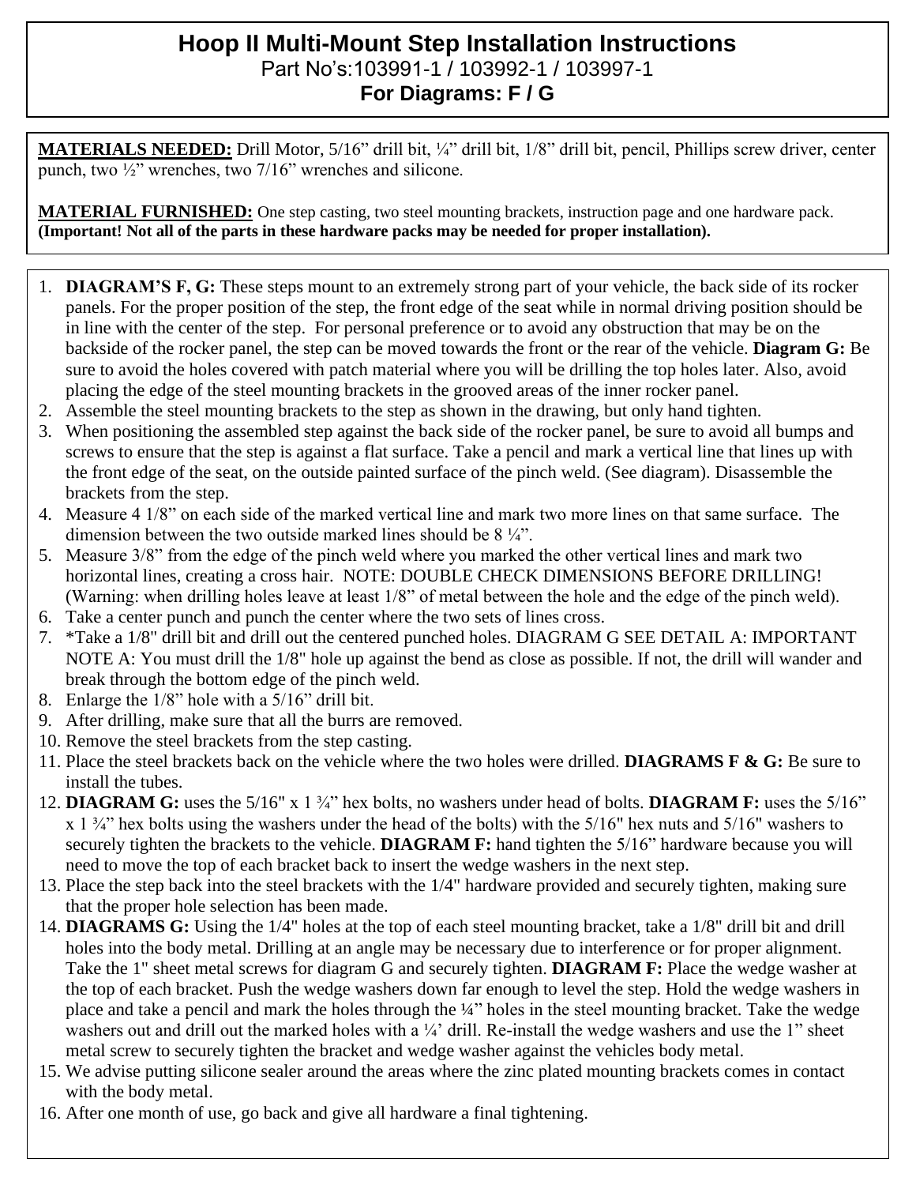# Hoop II Multi-Mount Step Installation Instructions

Part No's:103991-1 / 103992-1 / 103997-1

**For Diagrams: F / G**

**MATERIALS NEEDED:** Drill Motor, 5/16" drill bit, ¼" drill bit, 1/8" drill bit, pencil, Phillips screw driver, center punch, two ½" wrenches, two 7/16" wrenches and silicone.

**MATERIAL FURNISHED:** One step casting, two steel mounting brackets, instruction page and one hardware pack. **(Important! Not all of the parts in these hardware packs may be needed for proper installation).**

1. **DIAGRAM'S F, G:** These steps mount to an extremely strong part of your vehicle, the back side of its rocker panels. For the proper position of the step, the front edge of the seat while in normal driving position should be in line with the center of the step. For personal preference or to avoid any obstruction that may be on the backside of the rocker panel, the step can be moved towards the front or the rear of the vehicle. **Diagram G:** Be sure to avoid the holes covered with patch material where you will be drilling the top holes later. Also, avoid placing the edge of the steel mounting brackets in the grooved areas of the inner rocker panel.
2. Assemble the steel mounting brackets to the step as shown in the drawing, but only hand tighten.
3. When positioning the assembled step against the back side of the rocker panel, be sure to avoid all bumps and screws to ensure that the step is against a flat surface. Take a pencil and mark a vertical line that lines up with the front edge of the seat, on the outside painted surface of the pinch weld. (See diagram). Disassemble the brackets from the step.
4. Measure 4 1/8" on each side of the marked vertical line and mark two more lines on that same surface. The dimension between the two outside marked lines should be 8 ¼".
5. Measure 3/8" from the edge of the pinch weld where you marked the other vertical lines and mark two horizontal lines, creating a cross hair. NOTE: DOUBLE CHECK DIMENSIONS BEFORE DRILLING! (Warning: when drilling holes leave at least 1/8" of metal between the hole and the edge of the pinch weld).
6. Take a center punch and punch the center where the two sets of lines cross.
7. *Take a 1/8" drill bit and drill out the centered punched holes. DIAGRAM G SEE DETAIL A: IMPORTANT NOTE A: You must drill the 1/8" hole up against the bend as close as possible. If not, the drill will wander and break through the bottom edge of the pinch weld.
8. Enlarge the 1/8" hole with a 5/16" drill bit.
9. After drilling, make sure that all the burrs are removed.
10. Remove the steel brackets from the step casting.
11. Place the steel brackets back on the vehicle where the two holes were drilled. **DIAGRAMS F & G:** Be sure to install the tubes.
12. **DIAGRAM G:** uses the 5/16" x 1 ¾" hex bolts, no washers under head of bolts. **DIAGRAM F:** uses the 5/16" x 1 ¾" hex bolts using the washers under the head of the bolts) with the 5/16" hex nuts and 5/16" washers to securely tighten the brackets to the vehicle. **DIAGRAM F:** hand tighten the 5/16" hardware because you will need to move the top of each bracket back to insert the wedge washers in the next step.
13. Place the step back into the steel brackets with the 1/4" hardware provided and securely tighten, making sure that the proper hole selection has been made.
14. **DIAGRAMS G:** Using the 1/4" holes at the top of each steel mounting bracket, take a 1/8" drill bit and drill holes into the body metal. Drilling at an angle may be necessary due to interference or for proper alignment. Take the 1" sheet metal screws for diagram G and securely tighten. **DIAGRAM F:** Place the wedge washer at the top of each bracket. Push the wedge washers down far enough to level the step. Hold the wedge washers in place and take a pencil and mark the holes through the ¼" holes in the steel mounting bracket. Take the wedge washers out and drill out the marked holes with a ¼' drill. Re-install the wedge washers and use the 1" sheet metal screw to securely tighten the bracket and wedge washer against the vehicles body metal.
15. We advise putting silicone sealer around the areas where the zinc plated mounting brackets comes in contact with the body metal.
16. After one month of use, go back and give all hardware a final tightening.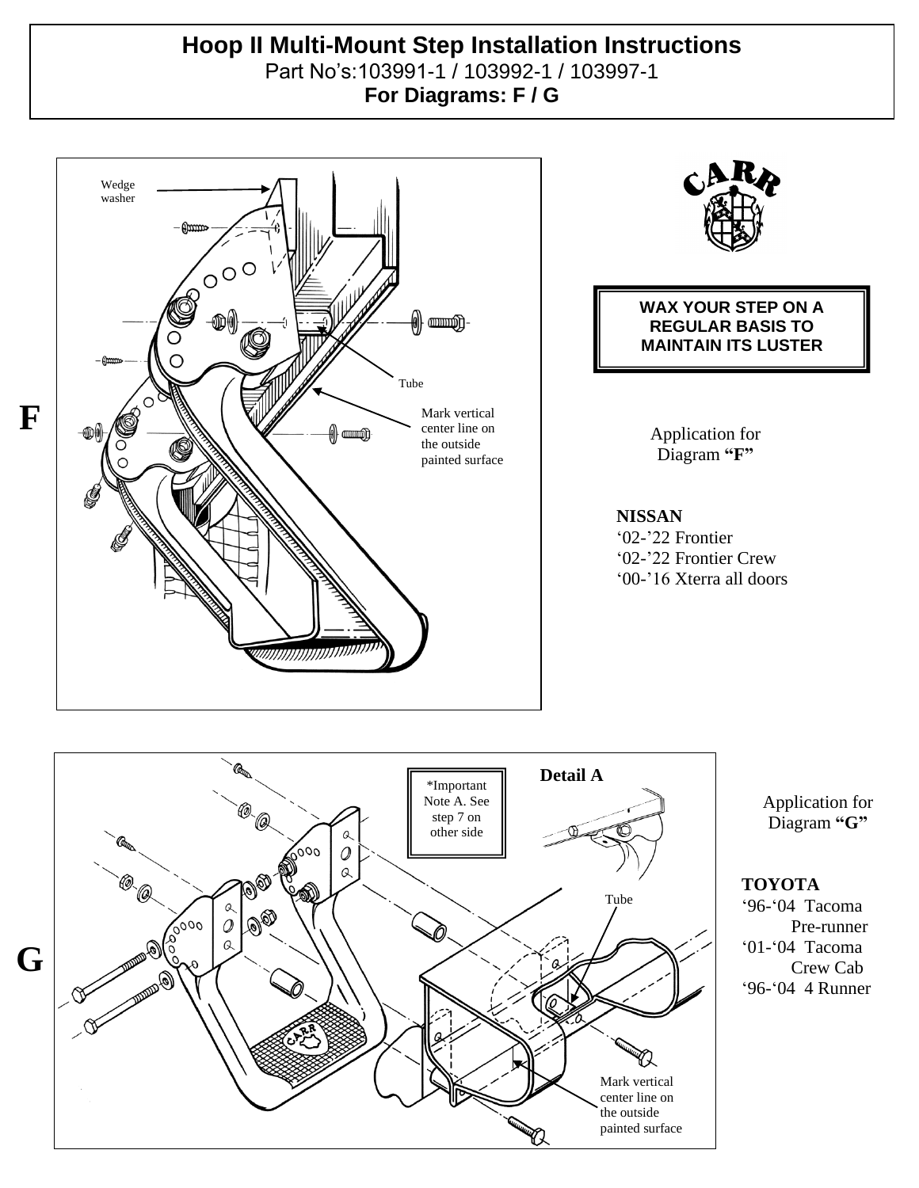# Hoop II Multi-Mount Step Installation Instructions

Part No's:103991-1 / 103992-1 / 103997-1

**For Diagrams: F / G**

**F**

Wedge washer

Tube

Mark vertical center line on the outside painted surface

CARR

**WAX YOUR STEP ON A REGULAR BASIS TO MAINTAIN ITS LUSTER**

Application for Diagram **"F"**

**NISSAN**

'02-'22 Frontier

'02-'22 Frontier Crew

'00-'16 Xterra all doors

**G**

*Important Note A. See step 7 on other side

**Detail A**

Tube

Mark vertical center line on the outside painted surface

Application for Diagram **"G"**

**TOYOTA**

'96-'04 Tacoma Pre-runner

'01-'04 Tacoma Crew Cab

'96-'04 4 Runner